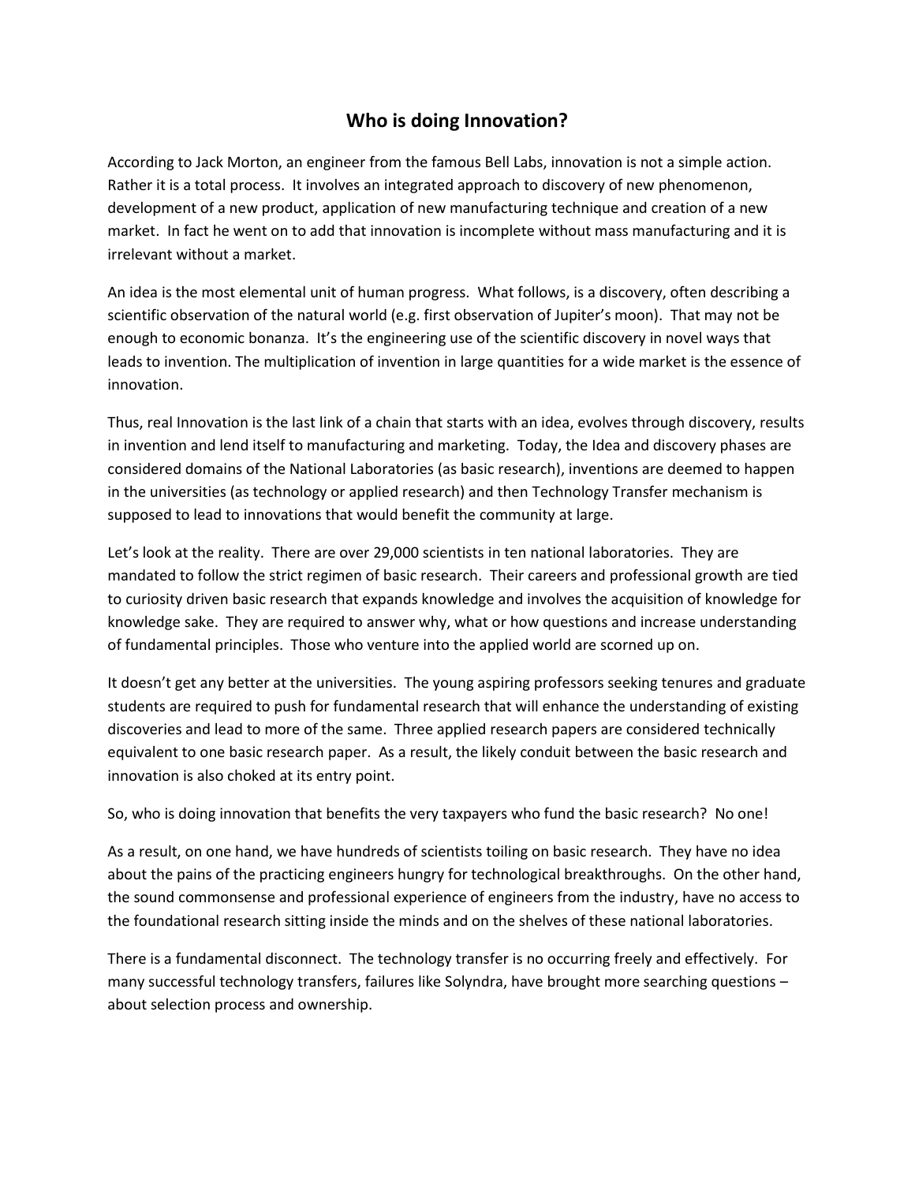# Who is doing Innovation?

According to Jack Morton, an engineer from the famous Bell Labs, innovation is not a simple action. Rather it is a total process. It involves an integrated approach to discovery of new phenomenon, development of a new product, application of new manufacturing technique and creation of a new market. In fact he went on to add that innovation is incomplete without mass manufacturing and it is irrelevant without a market.

An idea is the most elemental unit of human progress. What follows, is a discovery, often describing a scientific observation of the natural world (e.g. first observation of Jupiter's moon). That may not be enough to economic bonanza. It's the engineering use of the scientific discovery in novel ways that leads to invention. The multiplication of invention in large quantities for a wide market is the essence of innovation.

Thus, real Innovation is the last link of a chain that starts with an idea, evolves through discovery, results in invention and lend itself to manufacturing and marketing. Today, the Idea and discovery phases are considered domains of the National Laboratories (as basic research), inventions are deemed to happen in the universities (as technology or applied research) and then Technology Transfer mechanism is supposed to lead to innovations that would benefit the community at large.

Let's look at the reality. There are over 29,000 scientists in ten national laboratories. They are mandated to follow the strict regimen of basic research. Their careers and professional growth are tied to curiosity driven basic research that expands knowledge and involves the acquisition of knowledge for knowledge sake. They are required to answer why, what or how questions and increase understanding of fundamental principles. Those who venture into the applied world are scorned up on.

It doesn't get any better at the universities. The young aspiring professors seeking tenures and graduate students are required to push for fundamental research that will enhance the understanding of existing discoveries and lead to more of the same. Three applied research papers are considered technically equivalent to one basic research paper. As a result, the likely conduit between the basic research and innovation is also choked at its entry point.

So, who is doing innovation that benefits the very taxpayers who fund the basic research? No one!

As a result, on one hand, we have hundreds of scientists toiling on basic research. They have no idea about the pains of the practicing engineers hungry for technological breakthroughs. On the other hand, the sound commonsense and professional experience of engineers from the industry, have no access to the foundational research sitting inside the minds and on the shelves of these national laboratories.

There is a fundamental disconnect. The technology transfer is no occurring freely and effectively. For many successful technology transfers, failures like Solyndra, have brought more searching questions – about selection process and ownership.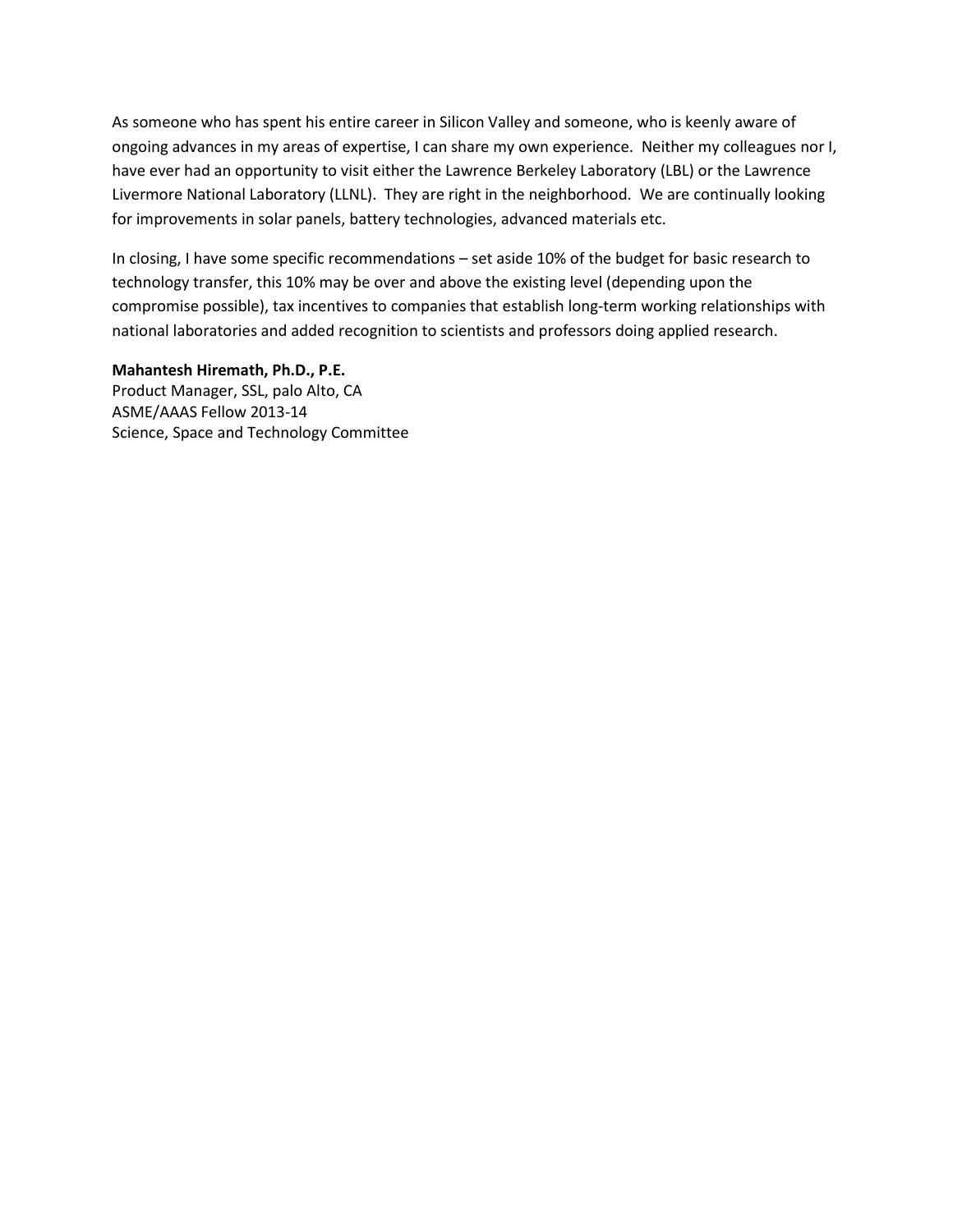As someone who has spent his entire career in Silicon Valley and someone, who is keenly aware of ongoing advances in my areas of expertise, I can share my own experience. Neither my colleagues nor I, have ever had an opportunity to visit either the Lawrence Berkeley Laboratory (LBL) or the Lawrence Livermore National Laboratory (LLNL). They are right in the neighborhood. We are continually looking for improvements in solar panels, battery technologies, advanced materials etc.

In closing, I have some specific recommendations – set aside 10% of the budget for basic research to technology transfer, this 10% may be over and above the existing level (depending upon the compromise possible), tax incentives to companies that establish long-term working relationships with national laboratories and added recognition to scientists and professors doing applied research.

**Mahantesh Hiremath, Ph.D., P.E.**
Product Manager, SSL, palo Alto, CA
ASME/AAAS Fellow 2013-14
Science, Space and Technology Committee